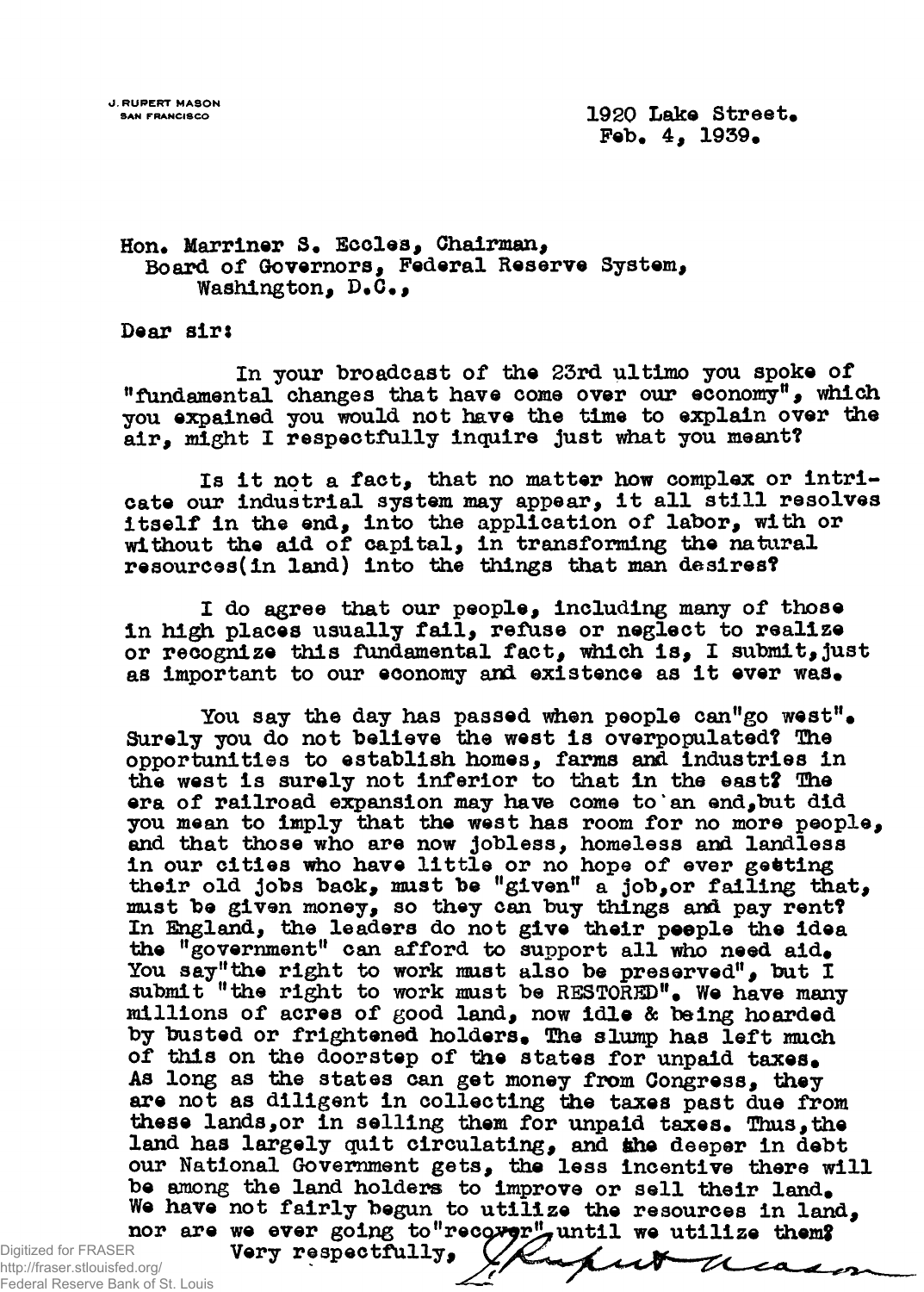J. RUPERT MASON
SAN FRANCISCO

1920 Lake Street.
Feb. 4, 1939.

Hon. Marriner S. Eccles, Chairman,
Board of Governors, Federal Reserve System,
Washington, D.C.,

Dear sir:

In your broadcast of the 23rd ultimo you spoke of "fundamental changes that have come over our economy", which you expained you would not have the time to explain over the air, might I respectfully inquire just what you meant?

Is it not a fact, that no matter how complex or intricate our industrial system may appear, it all still resolves itself in the end, into the application of labor, with or without the aid of capital, in transforming the natural resources(in land) into the things that man desires?

I do agree that our people, including many of those in high places usually fail, refuse or neglect to realize or recognize this fundamental fact, which is, I submit, just as important to our economy and existence as it ever was.

You say the day has passed when people can"go west". Surely you do not believe the west is overpopulated? The opportunities to establish homes, farms and industries in the west is surely not inferior to that in the east? The era of railroad expansion may have come to an end, but did you mean to imply that the west has room for no more people, and that those who are now jobless, homeless and landless in our cities who have little or no hope of ever getting their old jobs back, must be "given" a job, or failing that, must be given money, so they can buy things and pay rent? In England, the leaders do not give their people the idea the "government" can afford to support all who need aid. You say"the right to work must also be preserved", but I submit "the right to work must be RESTORED". We have many millions of acres of good land, now idle & being hoarded by busted or frightened holders. The slump has left much of this on the doorstep of the states for unpaid taxes. As long as the states can get money from Congress, they are not as diligent in collecting the taxes past due from these lands, or in selling them for unpaid taxes. Thus, the land has largely quit circulating, and the deeper in debt our National Government gets, the less incentive there will be among the land holders to improve or sell their land. We have not fairly begun to utilize the resources in land, nor are we ever going to"recover", until we utilize them?

Very respectfully,

Rupert Mason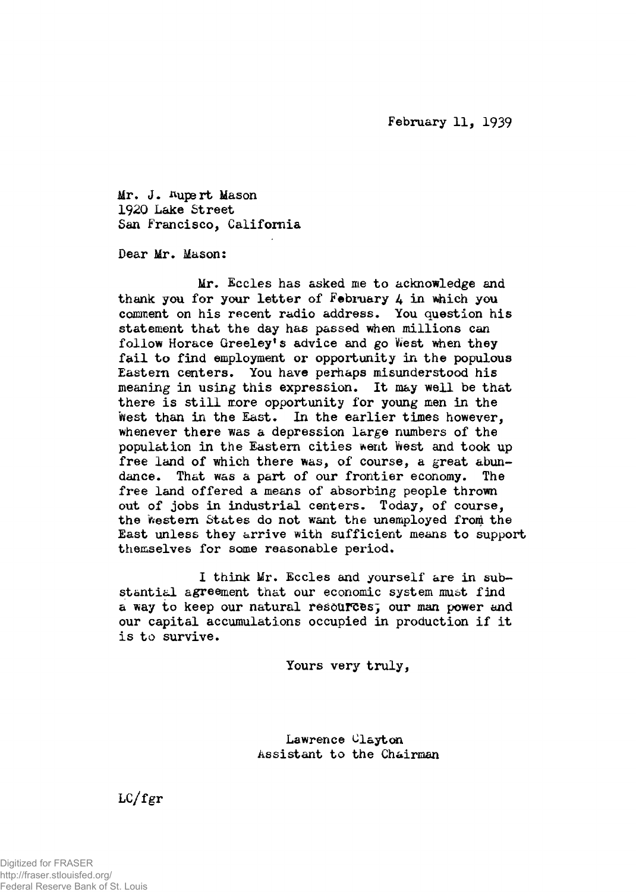February 11, 1939

Mr. J. Rupert Mason
1920 Lake Street
San Francisco, California

Dear Mr. Mason:

Mr. Eccles has asked me to acknowledge and thank you for your letter of February 4 in which you comment on his recent radio address. You question his statement that the day has passed when millions can follow Horace Greeley's advice and go West when they fail to find employment or opportunity in the populous Eastern centers. You have perhaps misunderstood his meaning in using this expression. It may well be that there is still more opportunity for young men in the West than in the East. In the earlier times however, whenever there was a depression large numbers of the population in the Eastern cities went West and took up free land of which there was, of course, a great abundance. That was a part of our frontier economy. The free land offered a means of absorbing people thrown out of jobs in industrial centers. Today, of course, the Western States do not want the unemployed from the East unless they arrive with sufficient means to support themselves for some reasonable period.

I think Mr. Eccles and yourself are in substantial agreement that our economic system must find a way to keep our natural resources, our man power and our capital accumulations occupied in production if it is to survive.

Yours very truly,

Lawrence Clayton
Assistant to the Chairman

LC/fgr